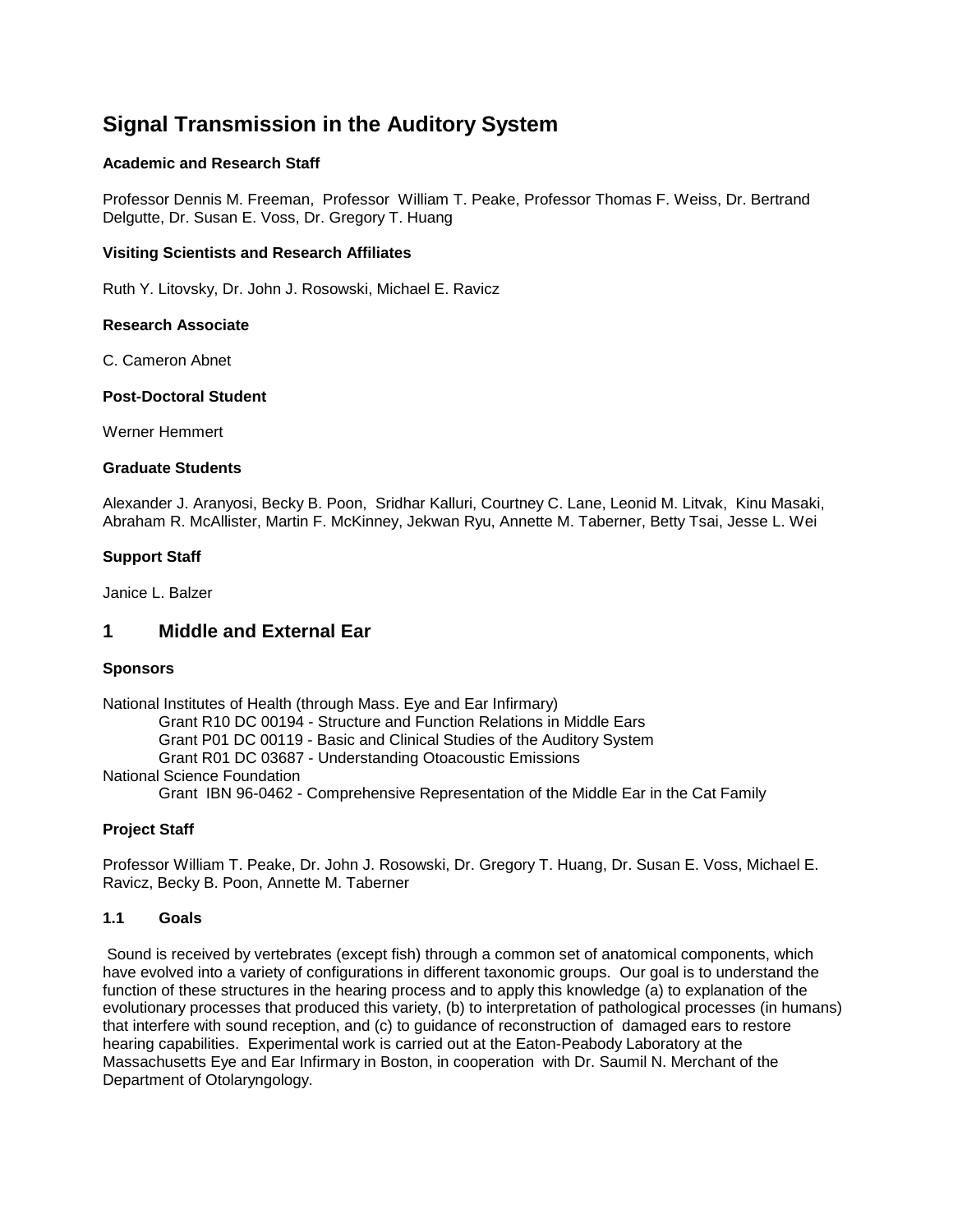# Signal Transmission in the Auditory System

### Academic and Research Staff

Professor Dennis M. Freeman, Professor William T. Peake, Professor Thomas F. Weiss, Dr. Bertrand Delgutte, Dr. Susan E. Voss, Dr. Gregory T. Huang

### Visiting Scientists and Research Affiliates

Ruth Y. Litovsky, Dr. John J. Rosowski, Michael E. Ravicz

### Research Associate

C. Cameron Abnet

### Post-Doctoral Student

Werner Hemmert

### Graduate Students

Alexander J. Aranyosi, Becky B. Poon, Sridhar Kalluri, Courtney C. Lane, Leonid M. Litvak, Kinu Masaki, Abraham R. McAllister, Martin F. McKinney, Jekwan Ryu, Annette M. Taberner, Betty Tsai, Jesse L. Wei

### Support Staff

Janice L. Balzer

## 1 Middle and External Ear

### Sponsors

National Institutes of Health (through Mass. Eye and Ear Infirmary)
- Grant R10 DC 00194 - Structure and Function Relations in Middle Ears
- Grant P01 DC 00119 - Basic and Clinical Studies of the Auditory System
- Grant R01 DC 03687 - Understanding Otoacoustic Emissions

National Science Foundation
- Grant IBN 96-0462 - Comprehensive Representation of the Middle Ear in the Cat Family

### Project Staff

Professor William T. Peake, Dr. John J. Rosowski, Dr. Gregory T. Huang, Dr. Susan E. Voss, Michael E. Ravicz, Becky B. Poon, Annette M. Taberner

### 1.1 Goals

Sound is received by vertebrates (except fish) through a common set of anatomical components, which have evolved into a variety of configurations in different taxonomic groups. Our goal is to understand the function of these structures in the hearing process and to apply this knowledge (a) to explanation of the evolutionary processes that produced this variety, (b) to interpretation of pathological processes (in humans) that interfere with sound reception, and (c) to guidance of reconstruction of damaged ears to restore hearing capabilities. Experimental work is carried out at the Eaton-Peabody Laboratory at the Massachusetts Eye and Ear Infirmary in Boston, in cooperation with Dr. Saumil N. Merchant of the Department of Otolaryngology.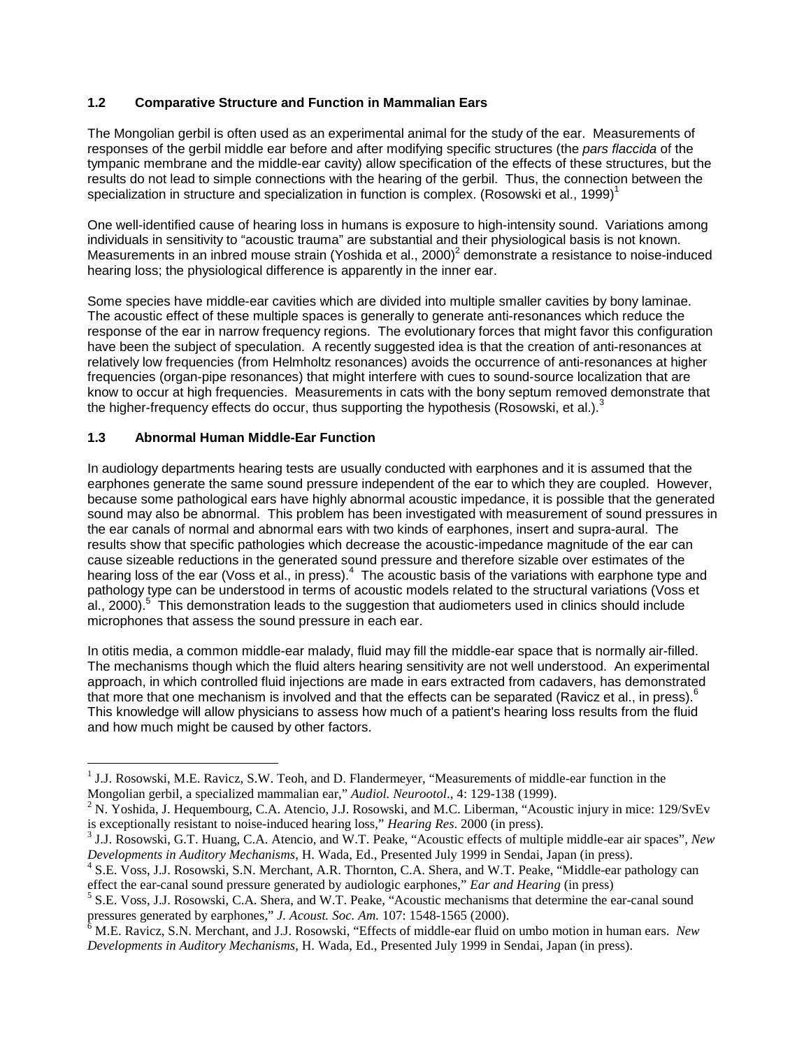### 1.2 Comparative Structure and Function in Mammalian Ears

The Mongolian gerbil is often used as an experimental animal for the study of the ear. Measurements of responses of the gerbil middle ear before and after modifying specific structures (the *pars flaccida* of the tympanic membrane and the middle-ear cavity) allow specification of the effects of these structures, but the results do not lead to simple connections with the hearing of the gerbil. Thus, the connection between the specialization in structure and specialization in function is complex. (Rosowski et al., 1999)[1]

One well-identified cause of hearing loss in humans is exposure to high-intensity sound. Variations among individuals in sensitivity to "acoustic trauma" are substantial and their physiological basis is not known. Measurements in an inbred mouse strain (Yoshida et al., 2000)[2] demonstrate a resistance to noise-induced hearing loss; the physiological difference is apparently in the inner ear.

Some species have middle-ear cavities which are divided into multiple smaller cavities by bony laminae. The acoustic effect of these multiple spaces is generally to generate anti-resonances which reduce the response of the ear in narrow frequency regions. The evolutionary forces that might favor this configuration have been the subject of speculation. A recently suggested idea is that the creation of anti-resonances at relatively low frequencies (from Helmholtz resonances) avoids the occurrence of anti-resonances at higher frequencies (organ-pipe resonances) that might interfere with cues to sound-source localization that are know to occur at high frequencies. Measurements in cats with the bony septum removed demonstrate that the higher-frequency effects do occur, thus supporting the hypothesis (Rosowski, et al.).[3]

### 1.3 Abnormal Human Middle-Ear Function

In audiology departments hearing tests are usually conducted with earphones and it is assumed that the earphones generate the same sound pressure independent of the ear to which they are coupled. However, because some pathological ears have highly abnormal acoustic impedance, it is possible that the generated sound may also be abnormal. This problem has been investigated with measurement of sound pressures in the ear canals of normal and abnormal ears with two kinds of earphones, insert and supra-aural. The results show that specific pathologies which decrease the acoustic-impedance magnitude of the ear can cause sizeable reductions in the generated sound pressure and therefore sizable over estimates of the hearing loss of the ear (Voss et al., in press).[4] The acoustic basis of the variations with earphone type and pathology type can be understood in terms of acoustic models related to the structural variations (Voss et al., 2000).[5] This demonstration leads to the suggestion that audiometers used in clinics should include microphones that assess the sound pressure in each ear.

In otitis media, a common middle-ear malady, fluid may fill the middle-ear space that is normally air-filled. The mechanisms though which the fluid alters hearing sensitivity are not well understood. An experimental approach, in which controlled fluid injections are made in ears extracted from cadavers, has demonstrated that more that one mechanism is involved and that the effects can be separated (Ravicz et al., in press).[6] This knowledge will allow physicians to assess how much of a patient's hearing loss results from the fluid and how much might be caused by other factors.

---

[1] J.J. Rosowski, M.E. Ravicz, S.W. Teoh, and D. Flandermeyer, "Measurements of middle-ear function in the Mongolian gerbil, a specialized mammalian ear," *Audiol. Neurootol*., 4: 129-138 (1999).

[2] N. Yoshida, J. Hequembourg, C.A. Atencio, J.J. Rosowski, and M.C. Liberman, "Acoustic injury in mice: 129/SvEv is exceptionally resistant to noise-induced hearing loss," *Hearing Res*. 2000 (in press).

[3] J.J. Rosowski, G.T. Huang, C.A. Atencio, and W.T. Peake, "Acoustic effects of multiple middle-ear air spaces", *New Developments in Auditory Mechanisms*, H. Wada, Ed., Presented July 1999 in Sendai, Japan (in press).

[4] S.E. Voss, J.J. Rosowski, S.N. Merchant, A.R. Thornton, C.A. Shera, and W.T. Peake, "Middle-ear pathology can effect the ear-canal sound pressure generated by audiologic earphones," *Ear and Hearing* (in press)

[5] S.E. Voss, J.J. Rosowski, C.A. Shera, and W.T. Peake, "Acoustic mechanisms that determine the ear-canal sound pressures generated by earphones," *J. Acoust. Soc. Am.* 107: 1548-1565 (2000).

[6] M.E. Ravicz, S.N. Merchant, and J.J. Rosowski, "Effects of middle-ear fluid on umbo motion in human ears. *New Developments in Auditory Mechanisms*, H. Wada, Ed., Presented July 1999 in Sendai, Japan (in press).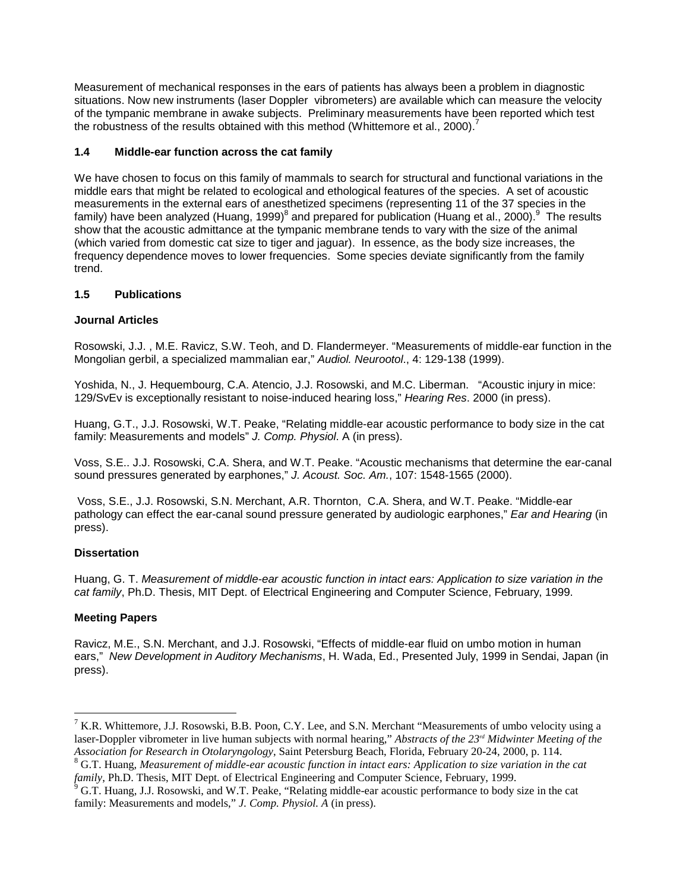Measurement of mechanical responses in the ears of patients has always been a problem in diagnostic situations. Now new instruments (laser Doppler vibrometers) are available which can measure the velocity of the tympanic membrane in awake subjects. Preliminary measurements have been reported which test the robustness of the results obtained with this method (Whittemore et al., 2000).[7]

### 1.4 Middle-ear function across the cat family

We have chosen to focus on this family of mammals to search for structural and functional variations in the middle ears that might be related to ecological and ethological features of the species. A set of acoustic measurements in the external ears of anesthetized specimens (representing 11 of the 37 species in the family) have been analyzed (Huang, 1999)[8] and prepared for publication (Huang et al., 2000).[9] The results show that the acoustic admittance at the tympanic membrane tends to vary with the size of the animal (which varied from domestic cat size to tiger and jaguar). In essence, as the body size increases, the frequency dependence moves to lower frequencies. Some species deviate significantly from the family trend.

### 1.5 Publications

**Journal Articles**

Rosowski, J.J. , M.E. Ravicz, S.W. Teoh, and D. Flandermeyer. "Measurements of middle-ear function in the Mongolian gerbil, a specialized mammalian ear," *Audiol. Neurootol*., 4: 129-138 (1999).

Yoshida, N., J. Hequembourg, C.A. Atencio, J.J. Rosowski, and M.C. Liberman. "Acoustic injury in mice: 129/SvEv is exceptionally resistant to noise-induced hearing loss," *Hearing Res*. 2000 (in press).

Huang, G.T., J.J. Rosowski, W.T. Peake, "Relating middle-ear acoustic performance to body size in the cat family: Measurements and models" *J. Comp. Physiol.* A (in press).

Voss, S.E.. J.J. Rosowski, C.A. Shera, and W.T. Peake. "Acoustic mechanisms that determine the ear-canal sound pressures generated by earphones," *J. Acoust. Soc. Am.*, 107: 1548-1565 (2000).

Voss, S.E., J.J. Rosowski, S.N. Merchant, A.R. Thornton, C.A. Shera, and W.T. Peake. "Middle-ear pathology can effect the ear-canal sound pressure generated by audiologic earphones," *Ear and Hearing* (in press).

**Dissertation**

Huang, G. T. *Measurement of middle-ear acoustic function in intact ears: Application to size variation in the cat family*, Ph.D. Thesis, MIT Dept. of Electrical Engineering and Computer Science, February, 1999.

**Meeting Papers**

Ravicz, M.E., S.N. Merchant, and J.J. Rosowski, "Effects of middle-ear fluid on umbo motion in human ears," *New Development in Auditory Mechanisms*, H. Wada, Ed., Presented July, 1999 in Sendai, Japan (in press).

---

[7] K.R. Whittemore, J.J. Rosowski, B.B. Poon, C.Y. Lee, and S.N. Merchant "Measurements of umbo velocity using a laser-Doppler vibrometer in live human subjects with normal hearing," *Abstracts of the 23rd Midwinter Meeting of the Association for Research in Otolaryngology*, Saint Petersburg Beach, Florida, February 20-24, 2000, p. 114.

[8] G.T. Huang, *Measurement of middle-ear acoustic function in intact ears: Application to size variation in the cat family*, Ph.D. Thesis, MIT Dept. of Electrical Engineering and Computer Science, February, 1999.

[9] G.T. Huang, J.J. Rosowski, and W.T. Peake, "Relating middle-ear acoustic performance to body size in the cat family: Measurements and models," *J. Comp. Physiol. A* (in press).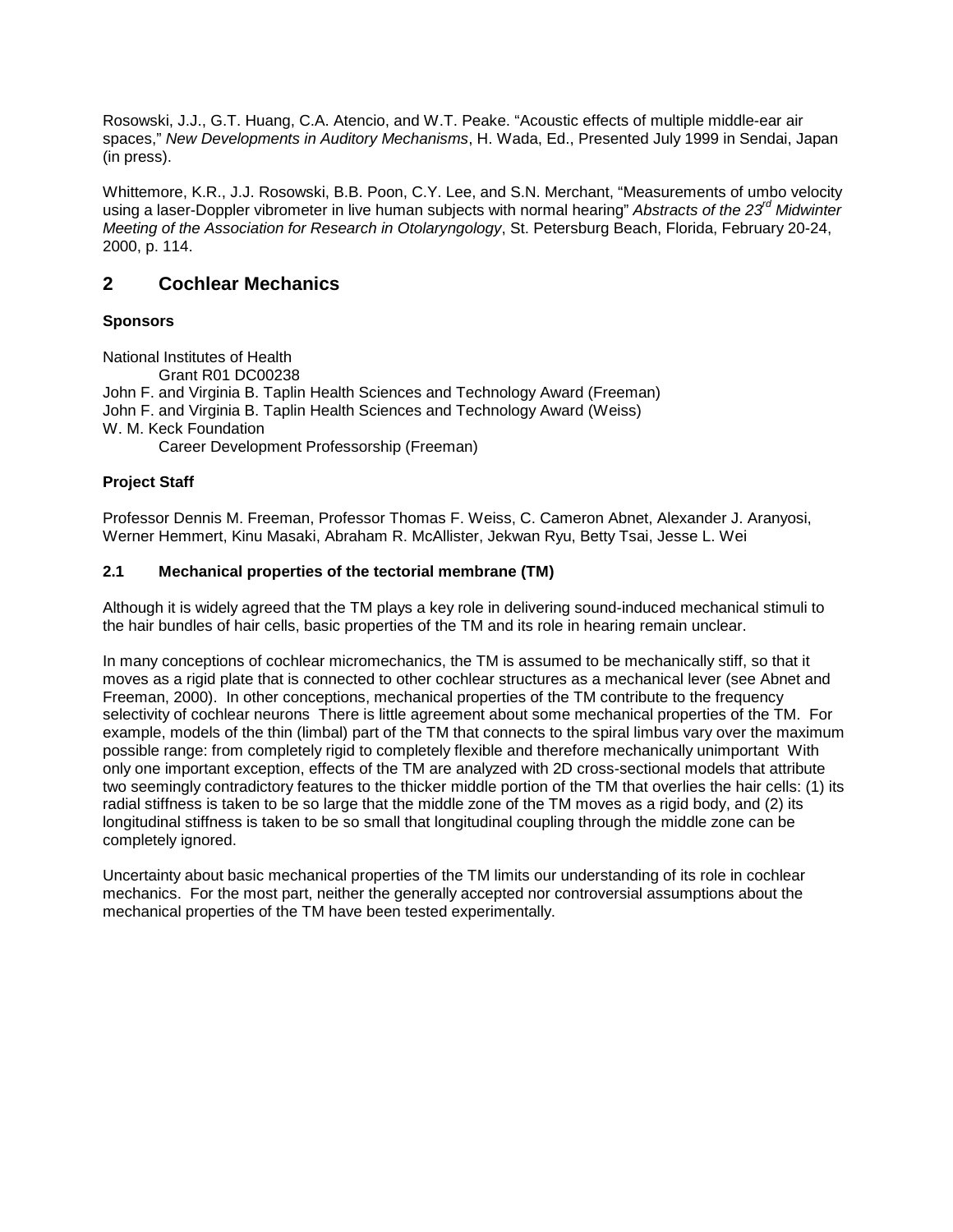Rosowski, J.J., G.T. Huang, C.A. Atencio, and W.T. Peake. "Acoustic effects of multiple middle-ear air spaces," *New Developments in Auditory Mechanisms*, H. Wada, Ed., Presented July 1999 in Sendai, Japan (in press).

Whittemore, K.R., J.J. Rosowski, B.B. Poon, C.Y. Lee, and S.N. Merchant, "Measurements of umbo velocity using a laser-Doppler vibrometer in live human subjects with normal hearing" *Abstracts of the 23rd Midwinter Meeting of the Association for Research in Otolaryngology*, St. Petersburg Beach, Florida, February 20-24, 2000, p. 114.

## 2 Cochlear Mechanics

**Sponsors**

National Institutes of Health
    Grant R01 DC00238
John F. and Virginia B. Taplin Health Sciences and Technology Award (Freeman)
John F. and Virginia B. Taplin Health Sciences and Technology Award (Weiss)
W. M. Keck Foundation
    Career Development Professorship (Freeman)

**Project Staff**

Professor Dennis M. Freeman, Professor Thomas F. Weiss, C. Cameron Abnet, Alexander J. Aranyosi, Werner Hemmert, Kinu Masaki, Abraham R. McAllister, Jekwan Ryu, Betty Tsai, Jesse L. Wei

### 2.1 Mechanical properties of the tectorial membrane (TM)

Although it is widely agreed that the TM plays a key role in delivering sound-induced mechanical stimuli to the hair bundles of hair cells, basic properties of the TM and its role in hearing remain unclear.

In many conceptions of cochlear micromechanics, the TM is assumed to be mechanically stiff, so that it moves as a rigid plate that is connected to other cochlear structures as a mechanical lever (see Abnet and Freeman, 2000). In other conceptions, mechanical properties of the TM contribute to the frequency selectivity of cochlear neurons There is little agreement about some mechanical properties of the TM. For example, models of the thin (limbal) part of the TM that connects to the spiral limbus vary over the maximum possible range: from completely rigid to completely flexible and therefore mechanically unimportant With only one important exception, effects of the TM are analyzed with 2D cross-sectional models that attribute two seemingly contradictory features to the thicker middle portion of the TM that overlies the hair cells: (1) its radial stiffness is taken to be so large that the middle zone of the TM moves as a rigid body, and (2) its longitudinal stiffness is taken to be so small that longitudinal coupling through the middle zone can be completely ignored.

Uncertainty about basic mechanical properties of the TM limits our understanding of its role in cochlear mechanics. For the most part, neither the generally accepted nor controversial assumptions about the mechanical properties of the TM have been tested experimentally.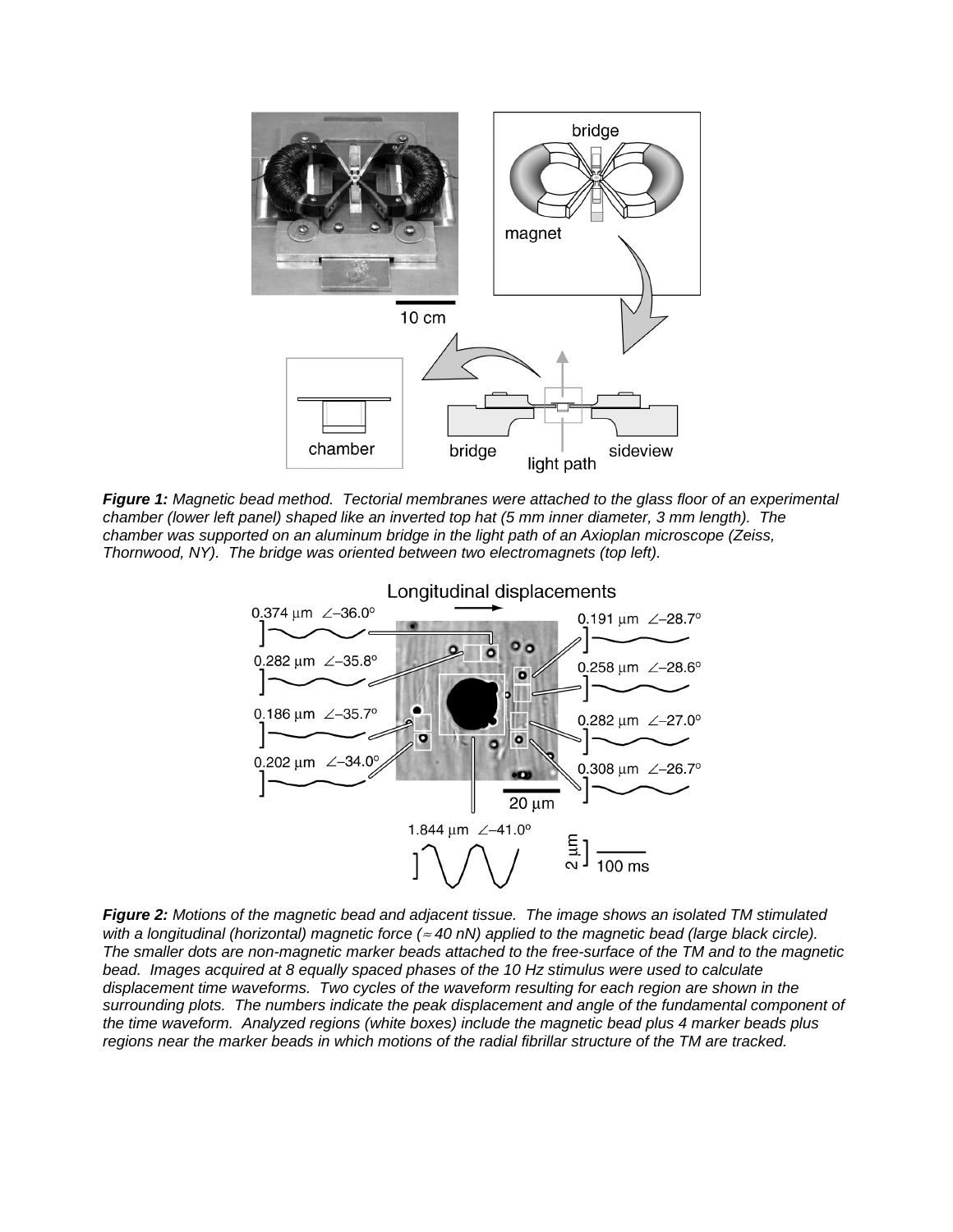***Figure 1:*** *Magnetic bead method. Tectorial membranes were attached to the glass floor of an experimental chamber (lower left panel) shaped like an inverted top hat (5 mm inner diameter, 3 mm length). The chamber was supported on an aluminum bridge in the light path of an Axioplan microscope (Zeiss, Thornwood, NY). The bridge was oriented between two electromagnets (top left).*

***Figure 2:*** *Motions of the magnetic bead and adjacent tissue. The image shows an isolated TM stimulated with a longitudinal (horizontal) magnetic force (≈ 40 nN) applied to the magnetic bead (large black circle). The smaller dots are non-magnetic marker beads attached to the free-surface of the TM and to the magnetic bead. Images acquired at 8 equally spaced phases of the 10 Hz stimulus were used to calculate displacement time waveforms. Two cycles of the waveform resulting for each region are shown in the surrounding plots. The numbers indicate the peak displacement and angle of the fundamental component of the time waveform. Analyzed regions (white boxes) include the magnetic bead plus 4 marker beads plus regions near the marker beads in which motions of the radial fibrillar structure of the TM are tracked.*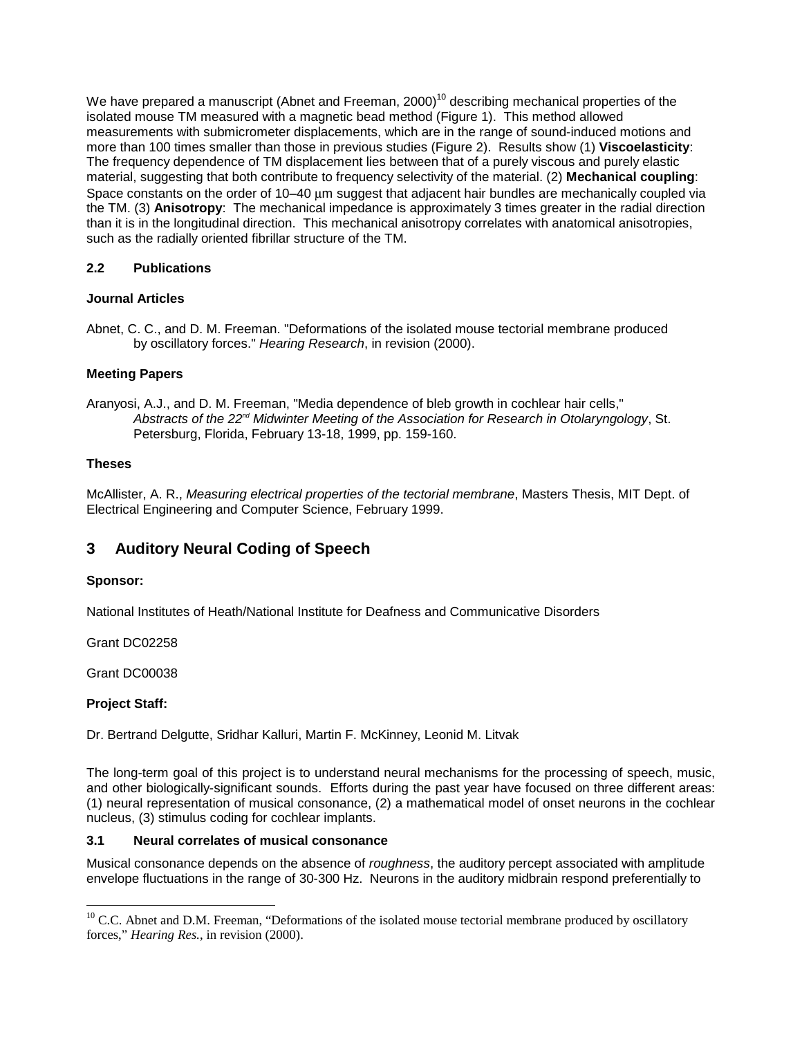We have prepared a manuscript (Abnet and Freeman, 2000)[10] describing mechanical properties of the isolated mouse TM measured with a magnetic bead method (Figure 1). This method allowed measurements with submicrometer displacements, which are in the range of sound-induced motions and more than 100 times smaller than those in previous studies (Figure 2). Results show (1) **Viscoelasticity**: The frequency dependence of TM displacement lies between that of a purely viscous and purely elastic material, suggesting that both contribute to frequency selectivity of the material. (2) **Mechanical coupling**: Space constants on the order of 10–40 μm suggest that adjacent hair bundles are mechanically coupled via the TM. (3) **Anisotropy**: The mechanical impedance is approximately 3 times greater in the radial direction than it is in the longitudinal direction. This mechanical anisotropy correlates with anatomical anisotropies, such as the radially oriented fibrillar structure of the TM.

### 2.2 Publications

**Journal Articles**

Abnet, C. C., and D. M. Freeman. "Deformations of the isolated mouse tectorial membrane produced by oscillatory forces." *Hearing Research*, in revision (2000).

**Meeting Papers**

Aranyosi, A.J., and D. M. Freeman, "Media dependence of bleb growth in cochlear hair cells," *Abstracts of the 22nd Midwinter Meeting of the Association for Research in Otolaryngology*, St. Petersburg, Florida, February 13-18, 1999, pp. 159-160.

**Theses**

McAllister, A. R., *Measuring electrical properties of the tectorial membrane*, Masters Thesis, MIT Dept. of Electrical Engineering and Computer Science, February 1999.

## 3 Auditory Neural Coding of Speech

**Sponsor:**

National Institutes of Heath/National Institute for Deafness and Communicative Disorders

Grant DC02258

Grant DC00038

**Project Staff:**

Dr. Bertrand Delgutte, Sridhar Kalluri, Martin F. McKinney, Leonid M. Litvak

The long-term goal of this project is to understand neural mechanisms for the processing of speech, music, and other biologically-significant sounds. Efforts during the past year have focused on three different areas: (1) neural representation of musical consonance, (2) a mathematical model of onset neurons in the cochlear nucleus, (3) stimulus coding for cochlear implants.

### 3.1 Neural correlates of musical consonance

Musical consonance depends on the absence of *roughness*, the auditory percept associated with amplitude envelope fluctuations in the range of 30-300 Hz. Neurons in the auditory midbrain respond preferentially to

[10] C.C. Abnet and D.M. Freeman, "Deformations of the isolated mouse tectorial membrane produced by oscillatory forces," *Hearing Res.*, in revision (2000).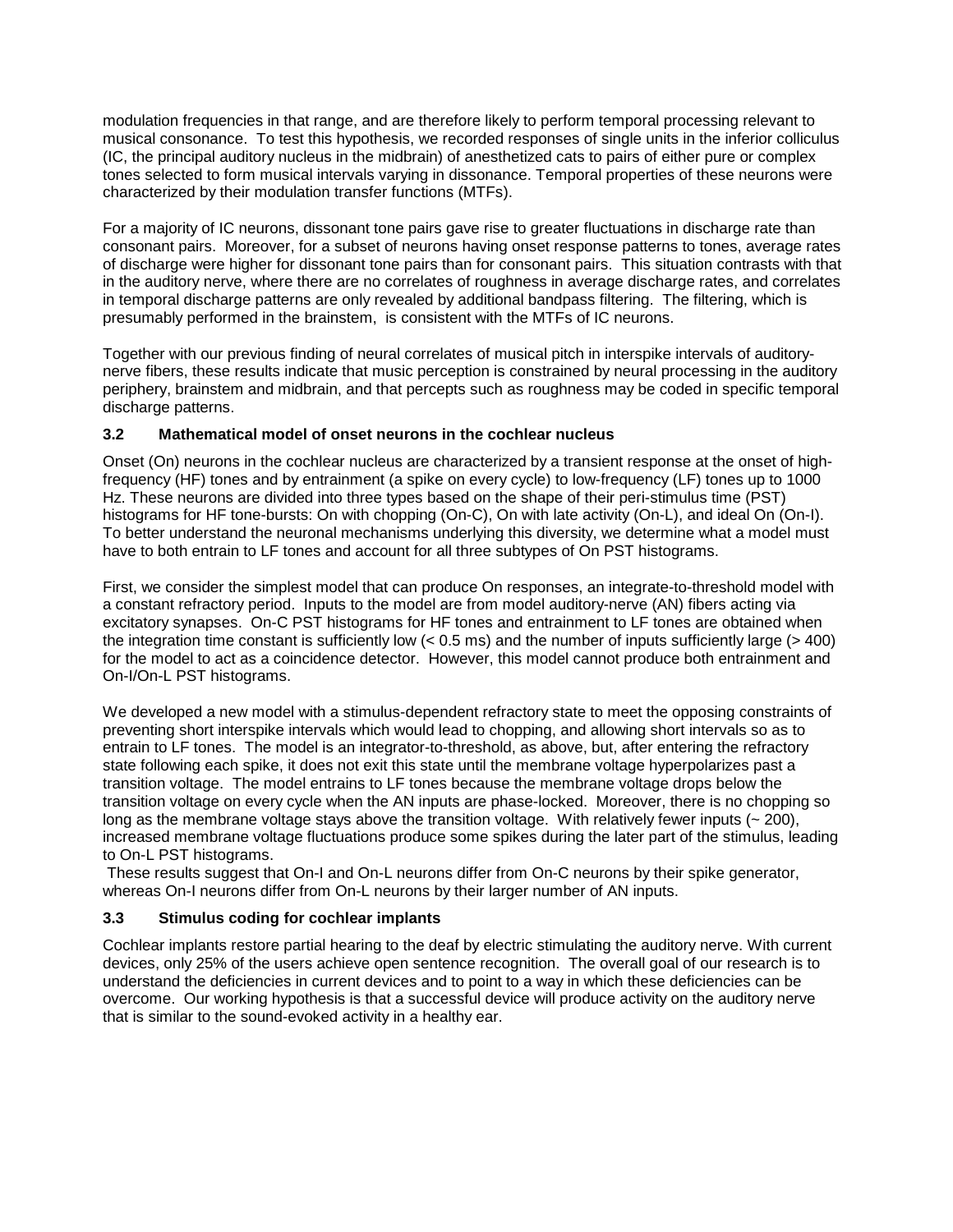modulation frequencies in that range, and are therefore likely to perform temporal processing relevant to musical consonance. To test this hypothesis, we recorded responses of single units in the inferior colliculus (IC, the principal auditory nucleus in the midbrain) of anesthetized cats to pairs of either pure or complex tones selected to form musical intervals varying in dissonance. Temporal properties of these neurons were characterized by their modulation transfer functions (MTFs).

For a majority of IC neurons, dissonant tone pairs gave rise to greater fluctuations in discharge rate than consonant pairs. Moreover, for a subset of neurons having onset response patterns to tones, average rates of discharge were higher for dissonant tone pairs than for consonant pairs. This situation contrasts with that in the auditory nerve, where there are no correlates of roughness in average discharge rates, and correlates in temporal discharge patterns are only revealed by additional bandpass filtering. The filtering, which is presumably performed in the brainstem, is consistent with the MTFs of IC neurons.

Together with our previous finding of neural correlates of musical pitch in interspike intervals of auditory-nerve fibers, these results indicate that music perception is constrained by neural processing in the auditory periphery, brainstem and midbrain, and that percepts such as roughness may be coded in specific temporal discharge patterns.

### 3.2 Mathematical model of onset neurons in the cochlear nucleus

Onset (On) neurons in the cochlear nucleus are characterized by a transient response at the onset of high-frequency (HF) tones and by entrainment (a spike on every cycle) to low-frequency (LF) tones up to 1000 Hz. These neurons are divided into three types based on the shape of their peri-stimulus time (PST) histograms for HF tone-bursts: On with chopping (On-C), On with late activity (On-L), and ideal On (On-I). To better understand the neuronal mechanisms underlying this diversity, we determine what a model must have to both entrain to LF tones and account for all three subtypes of On PST histograms.

First, we consider the simplest model that can produce On responses, an integrate-to-threshold model with a constant refractory period. Inputs to the model are from model auditory-nerve (AN) fibers acting via excitatory synapses. On-C PST histograms for HF tones and entrainment to LF tones are obtained when the integration time constant is sufficiently low (< 0.5 ms) and the number of inputs sufficiently large (> 400) for the model to act as a coincidence detector. However, this model cannot produce both entrainment and On-I/On-L PST histograms.

We developed a new model with a stimulus-dependent refractory state to meet the opposing constraints of preventing short interspike intervals which would lead to chopping, and allowing short intervals so as to entrain to LF tones. The model is an integrator-to-threshold, as above, but, after entering the refractory state following each spike, it does not exit this state until the membrane voltage hyperpolarizes past a transition voltage. The model entrains to LF tones because the membrane voltage drops below the transition voltage on every cycle when the AN inputs are phase-locked. Moreover, there is no chopping so long as the membrane voltage stays above the transition voltage. With relatively fewer inputs (~ 200), increased membrane voltage fluctuations produce some spikes during the later part of the stimulus, leading to On-L PST histograms.

These results suggest that On-I and On-L neurons differ from On-C neurons by their spike generator, whereas On-I neurons differ from On-L neurons by their larger number of AN inputs.

### 3.3 Stimulus coding for cochlear implants

Cochlear implants restore partial hearing to the deaf by electric stimulating the auditory nerve. With current devices, only 25% of the users achieve open sentence recognition. The overall goal of our research is to understand the deficiencies in current devices and to point to a way in which these deficiencies can be overcome. Our working hypothesis is that a successful device will produce activity on the auditory nerve that is similar to the sound-evoked activity in a healthy ear.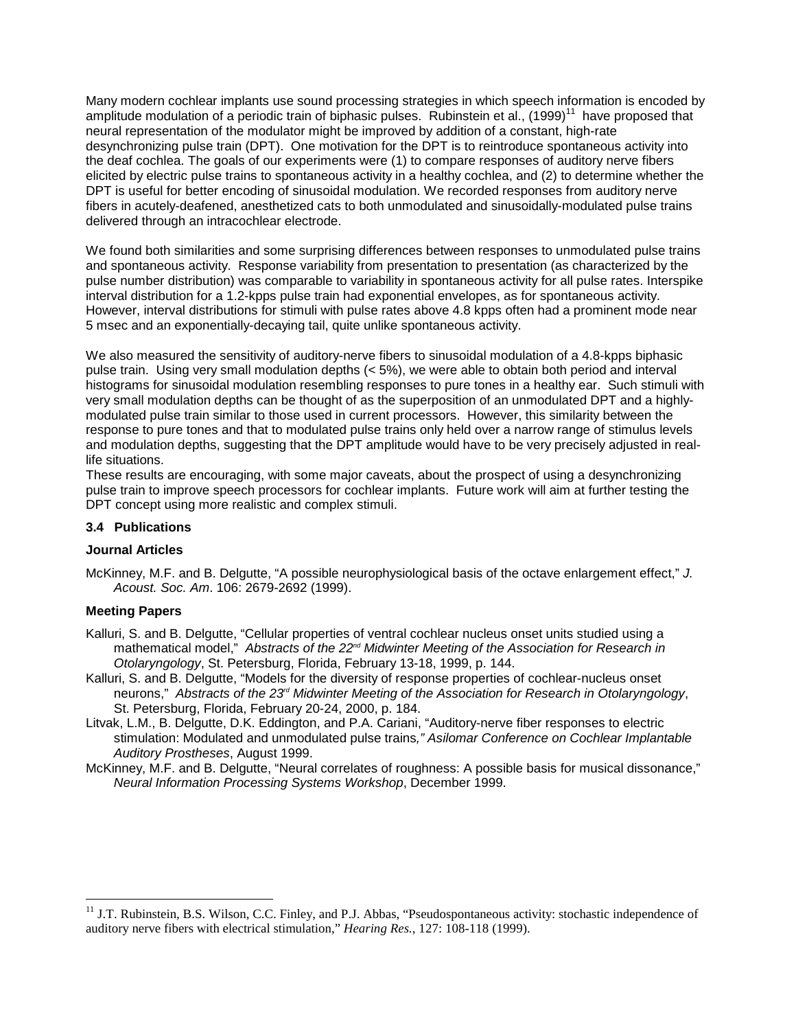Many modern cochlear implants use sound processing strategies in which speech information is encoded by amplitude modulation of a periodic train of biphasic pulses. Rubinstein et al., (1999)[11] have proposed that neural representation of the modulator might be improved by addition of a constant, high-rate desynchronizing pulse train (DPT). One motivation for the DPT is to reintroduce spontaneous activity into the deaf cochlea. The goals of our experiments were (1) to compare responses of auditory nerve fibers elicited by electric pulse trains to spontaneous activity in a healthy cochlea, and (2) to determine whether the DPT is useful for better encoding of sinusoidal modulation. We recorded responses from auditory nerve fibers in acutely-deafened, anesthetized cats to both unmodulated and sinusoidally-modulated pulse trains delivered through an intracochlear electrode.

We found both similarities and some surprising differences between responses to unmodulated pulse trains and spontaneous activity. Response variability from presentation to presentation (as characterized by the pulse number distribution) was comparable to variability in spontaneous activity for all pulse rates. Interspike interval distribution for a 1.2-kpps pulse train had exponential envelopes, as for spontaneous activity. However, interval distributions for stimuli with pulse rates above 4.8 kpps often had a prominent mode near 5 msec and an exponentially-decaying tail, quite unlike spontaneous activity.

We also measured the sensitivity of auditory-nerve fibers to sinusoidal modulation of a 4.8-kpps biphasic pulse train. Using very small modulation depths (< 5%), we were able to obtain both period and interval histograms for sinusoidal modulation resembling responses to pure tones in a healthy ear. Such stimuli with very small modulation depths can be thought of as the superposition of an unmodulated DPT and a highly-modulated pulse train similar to those used in current processors. However, this similarity between the response to pure tones and that to modulated pulse trains only held over a narrow range of stimulus levels and modulation depths, suggesting that the DPT amplitude would have to be very precisely adjusted in real-life situations.

These results are encouraging, with some major caveats, about the prospect of using a desynchronizing pulse train to improve speech processors for cochlear implants. Future work will aim at further testing the DPT concept using more realistic and complex stimuli.

### 3.4 Publications

**Journal Articles**

McKinney, M.F. and B. Delgutte, "A possible neurophysiological basis of the octave enlargement effect," *J. Acoust. Soc. Am*. 106: 2679-2692 (1999).

**Meeting Papers**

Kalluri, S. and B. Delgutte, "Cellular properties of ventral cochlear nucleus onset units studied using a mathematical model," *Abstracts of the 22nd Midwinter Meeting of the Association for Research in Otolaryngology*, St. Petersburg, Florida, February 13-18, 1999, p. 144.

Kalluri, S. and B. Delgutte, "Models for the diversity of response properties of cochlear-nucleus onset neurons," *Abstracts of the 23rd Midwinter Meeting of the Association for Research in Otolaryngology*, St. Petersburg, Florida, February 20-24, 2000, p. 184.

Litvak, L.M., B. Delgutte, D.K. Eddington, and P.A. Cariani, "Auditory-nerve fiber responses to electric stimulation: Modulated and unmodulated pulse trains," *Asilomar Conference on Cochlear Implantable Auditory Prostheses*, August 1999.

McKinney, M.F. and B. Delgutte, "Neural correlates of roughness: A possible basis for musical dissonance," *Neural Information Processing Systems Workshop*, December 1999.

---

[11] J.T. Rubinstein, B.S. Wilson, C.C. Finley, and P.J. Abbas, "Pseudospontaneous activity: stochastic independence of auditory nerve fibers with electrical stimulation," *Hearing Res.*, 127: 108-118 (1999).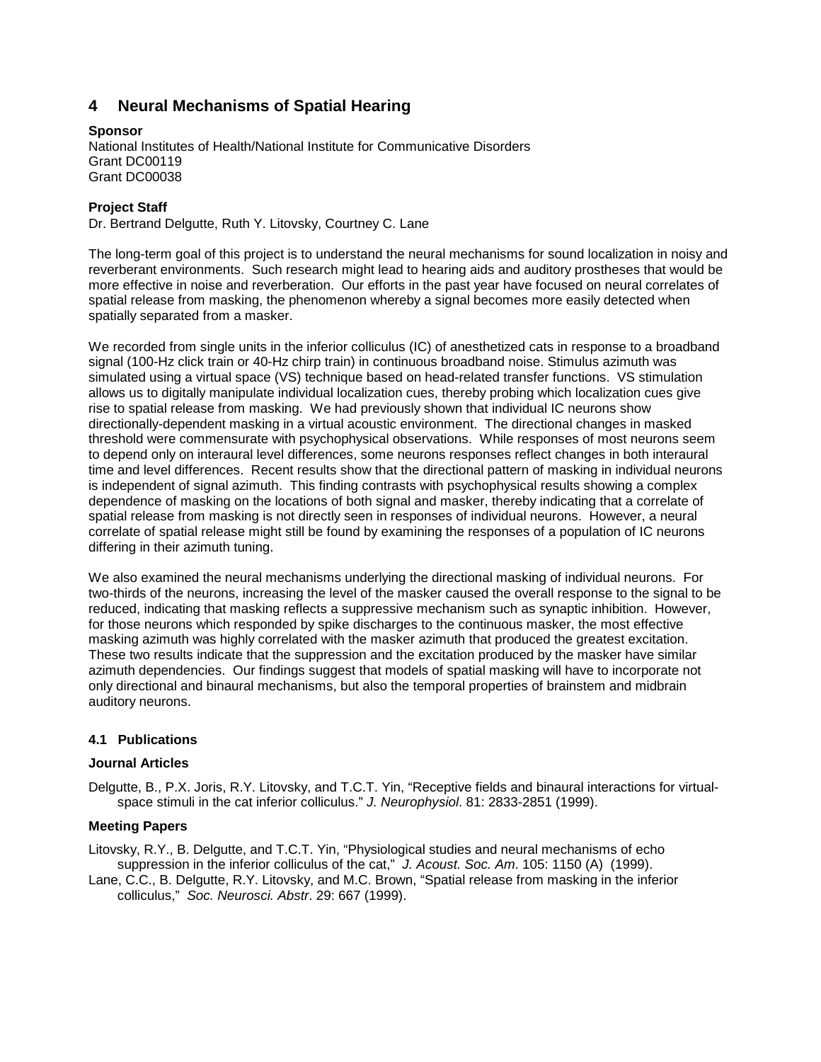## 4 Neural Mechanisms of Spatial Hearing

**Sponsor**

National Institutes of Health/National Institute for Communicative Disorders
Grant DC00119
Grant DC00038

**Project Staff**

Dr. Bertrand Delgutte, Ruth Y. Litovsky, Courtney C. Lane

The long-term goal of this project is to understand the neural mechanisms for sound localization in noisy and reverberant environments. Such research might lead to hearing aids and auditory prostheses that would be more effective in noise and reverberation. Our efforts in the past year have focused on neural correlates of spatial release from masking, the phenomenon whereby a signal becomes more easily detected when spatially separated from a masker.

We recorded from single units in the inferior colliculus (IC) of anesthetized cats in response to a broadband signal (100-Hz click train or 40-Hz chirp train) in continuous broadband noise. Stimulus azimuth was simulated using a virtual space (VS) technique based on head-related transfer functions. VS stimulation allows us to digitally manipulate individual localization cues, thereby probing which localization cues give rise to spatial release from masking. We had previously shown that individual IC neurons show directionally-dependent masking in a virtual acoustic environment. The directional changes in masked threshold were commensurate with psychophysical observations. While responses of most neurons seem to depend only on interaural level differences, some neurons responses reflect changes in both interaural time and level differences. Recent results show that the directional pattern of masking in individual neurons is independent of signal azimuth. This finding contrasts with psychophysical results showing a complex dependence of masking on the locations of both signal and masker, thereby indicating that a correlate of spatial release from masking is not directly seen in responses of individual neurons. However, a neural correlate of spatial release might still be found by examining the responses of a population of IC neurons differing in their azimuth tuning.

We also examined the neural mechanisms underlying the directional masking of individual neurons. For two-thirds of the neurons, increasing the level of the masker caused the overall response to the signal to be reduced, indicating that masking reflects a suppressive mechanism such as synaptic inhibition. However, for those neurons which responded by spike discharges to the continuous masker, the most effective masking azimuth was highly correlated with the masker azimuth that produced the greatest excitation. These two results indicate that the suppression and the excitation produced by the masker have similar azimuth dependencies. Our findings suggest that models of spatial masking will have to incorporate not only directional and binaural mechanisms, but also the temporal properties of brainstem and midbrain auditory neurons.

### 4.1 Publications

**Journal Articles**

Delgutte, B., P.X. Joris, R.Y. Litovsky, and T.C.T. Yin, "Receptive fields and binaural interactions for virtual-space stimuli in the cat inferior colliculus." *J. Neurophysiol*. 81: 2833-2851 (1999).

**Meeting Papers**

Litovsky, R.Y., B. Delgutte, and T.C.T. Yin, "Physiological studies and neural mechanisms of echo suppression in the inferior colliculus of the cat," *J. Acoust. Soc. Am*. 105: 1150 (A) (1999).

Lane, C.C., B. Delgutte, R.Y. Litovsky, and M.C. Brown, "Spatial release from masking in the inferior colliculus," *Soc. Neurosci. Abstr*. 29: 667 (1999).